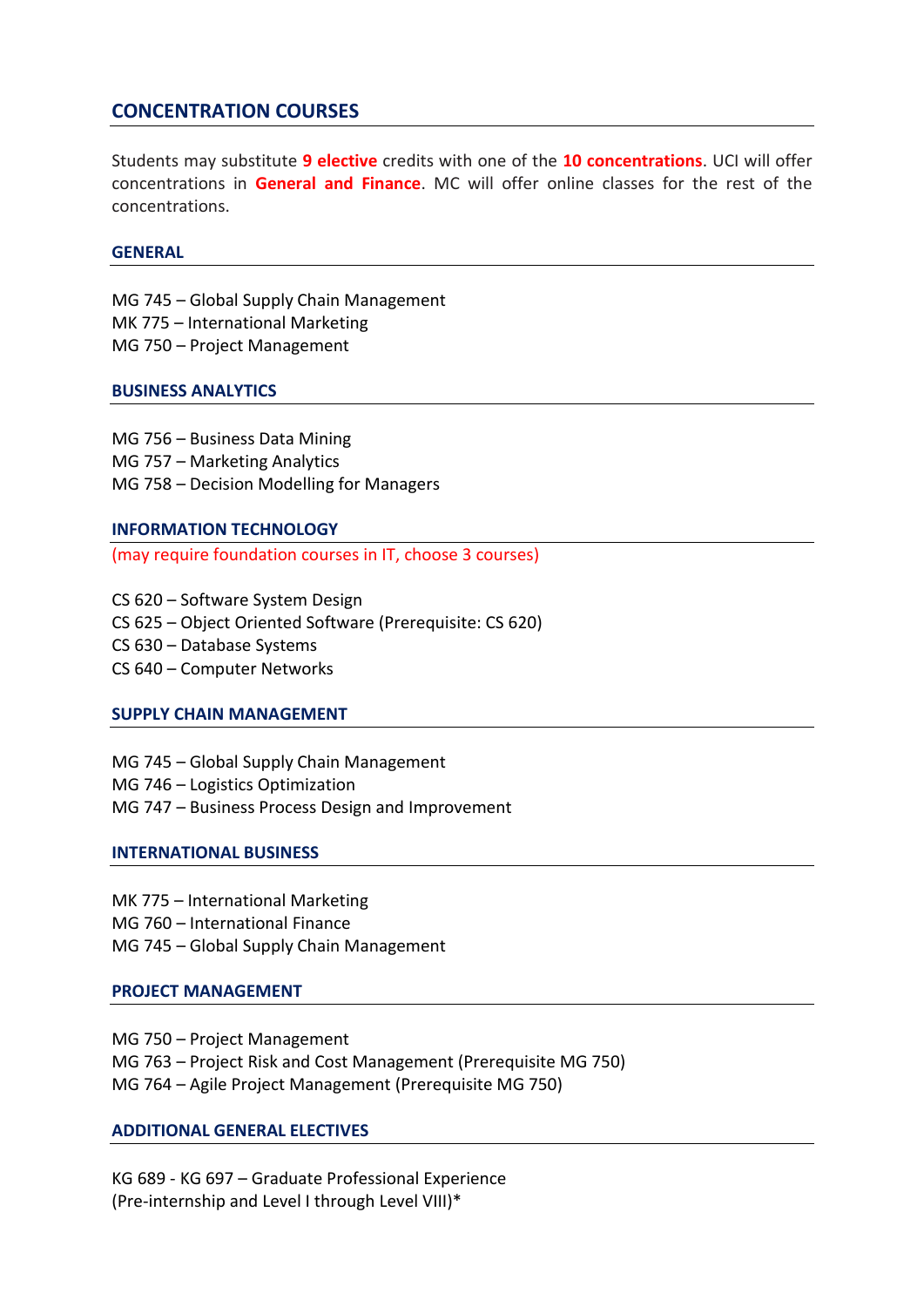## CONCENTRATION COURSES

Students may substitute **9 elective** credits with one of the **10 concentrations**. UCI will offer concentrations in **General and Finance**. MC will offer online classes for the rest of the concentrations.

### GENERAL

MG 745 – Global Supply Chain Management
MK 775 – International Marketing
MG 750 – Project Management

### BUSINESS ANALYTICS

MG 756 – Business Data Mining
MG 757 – Marketing Analytics
MG 758 – Decision Modelling for Managers

### INFORMATION TECHNOLOGY

(may require foundation courses in IT, choose 3 courses)

CS 620 – Software System Design
CS 625 – Object Oriented Software (Prerequisite: CS 620)
CS 630 – Database Systems
CS 640 – Computer Networks

### SUPPLY CHAIN MANAGEMENT

MG 745 – Global Supply Chain Management
MG 746 – Logistics Optimization
MG 747 – Business Process Design and Improvement

### INTERNATIONAL BUSINESS

MK 775 – International Marketing
MG 760 – International Finance
MG 745 – Global Supply Chain Management

### PROJECT MANAGEMENT

MG 750 – Project Management
MG 763 – Project Risk and Cost Management (Prerequisite MG 750)
MG 764 – Agile Project Management (Prerequisite MG 750)

### ADDITIONAL GENERAL ELECTIVES

KG 689 - KG 697 – Graduate Professional Experience
(Pre-internship and Level I through Level VIII)*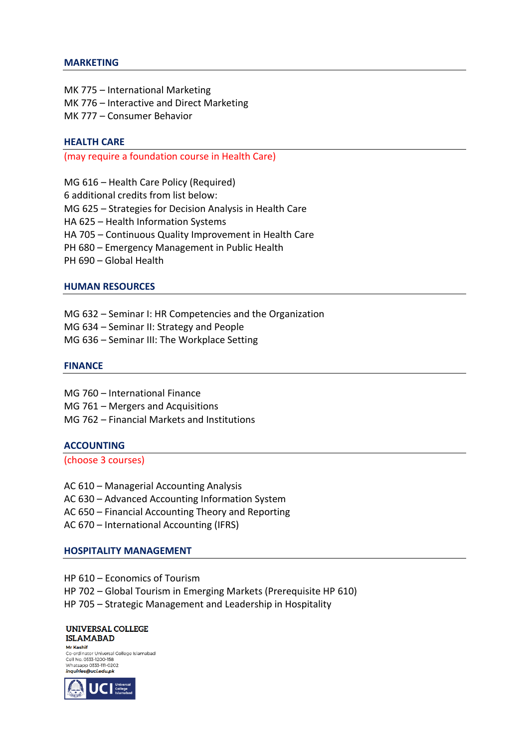## MARKETING

MK 775 – International Marketing
MK 776 – Interactive and Direct Marketing
MK 777 – Consumer Behavior

## HEALTH CARE

(may require a foundation course in Health Care)

MG 616 – Health Care Policy (Required)
6 additional credits from list below:
MG 625 – Strategies for Decision Analysis in Health Care
HA 625 – Health Information Systems
HA 705 – Continuous Quality Improvement in Health Care
PH 680 – Emergency Management in Public Health
PH 690 – Global Health

## HUMAN RESOURCES

MG 632 – Seminar I: HR Competencies and the Organization
MG 634 – Seminar II: Strategy and People
MG 636 – Seminar III: The Workplace Setting

## FINANCE

MG 760 – International Finance
MG 761 – Mergers and Acquisitions
MG 762 – Financial Markets and Institutions

## ACCOUNTING

(choose 3 courses)

AC 610 – Managerial Accounting Analysis
AC 630 – Advanced Accounting Information System
AC 650 – Financial Accounting Theory and Reporting
AC 670 – International Accounting (IFRS)

## HOSPITALITY MANAGEMENT

HP 610 – Economics of Tourism
HP 702 – Global Tourism in Emerging Markets (Prerequisite HP 610)
HP 705 – Strategic Management and Leadership in Hospitality

**UNIVERSAL COLLEGE ISLAMABAD**
**Mr Kashif**
Co-ordinator Universal College Islamabad
Cell No. 0333-1200-158
Whatsapp 0333-111-0202
*inquiries@uci.edu.pk*

UCI Universal College Islamabad